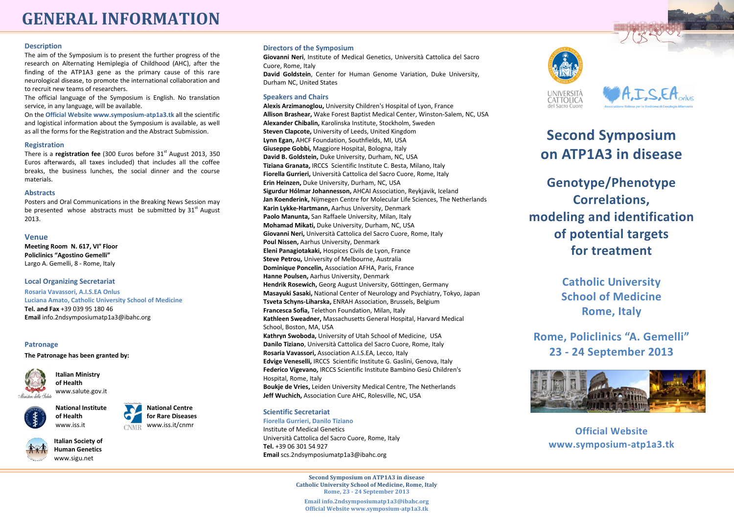# GENERAL INFORMATION

## Description

The aim of the Symposium is to present the further progress of the research on Alternating Hemiplegia of Childhood (AHC), after the finding of the ATP1A3 gene as the primary cause of this rare neurological disease, to promote the international collaboration and to recruit new teams of researchers.

The official language of the Symposium is English. No translation service, in any language, will be available.

On the **Official Website www.symposium-atp1a3.tk** all the scientific and logistical information about the Symposium is available, as well as all the forms for the Registration and the Abstract Submission.

## Registration

There is a **registration fee** (300 Euros before 31st August 2013, 350 Euros afterwards, all taxes included) that includes all the coffee breaks, the business lunches, the social dinner and the course materials.

## Abstracts

Posters and Oral Communications in the Breaking News Session may be presented whose abstracts must be submitted by 31st August 2013.

## Venue

**Meeting Room N. 617, VI° Floor**
**Policlinics "Agostino Gemelli"**
Largo A. Gemelli, 8 - Rome, Italy

## Local Organizing Secretariat

**Rosaria Vavassori, A.I.S.EA Onlus**
**Luciana Amato, Catholic University School of Medicine**
**Tel. and Fax** +39 039 95 180 46
**Email** info.2ndsymposiumatp1a3@ibahc.org

## Patronage

**The Patronage has been granted by:**

**Italian Ministry of Health**
www.salute.gov.it

**National Institute of Health**
www.iss.it

**National Centre for Rare Diseases**
www.iss.it/cnmr

**Italian Society of Human Genetics**
www.sigu.net

## Directors of the Symposium

**Giovanni Neri**, Institute of Medical Genetics, Università Cattolica del Sacro Cuore, Rome, Italy
**David Goldstein**, Center for Human Genome Variation, Duke University, Durham NC, United States

## Speakers and Chairs

**Alexis Arzimanoglou,** University Children's Hospital of Lyon, France
**Allison Brashear,** Wake Forest Baptist Medical Center, Winston-Salem, NC, USA
**Alexander Chibalin,** Karolinska Institute, Stockholm, Sweden
**Steven Clapcote,** University of Leeds, United Kingdom
**Lynn Egan,** AHCF Foundation, Southfields, MI, USA
**Giuseppe Gobbi,** Maggiore Hospital, Bologna, Italy
**David B. Goldstein,** Duke University, Durham, NC, USA
**Tiziana Granata,** IRCCS Scientific Institute C. Besta, Milano, Italy
**Fiorella Gurrieri,** Università Cattolica del Sacro Cuore, Rome, Italy
**Erin Heinzen,** Duke University, Durham, NC, USA
**Sigurdur Hólmar Johannesson,** AHCAI Association, Reykjavik, Iceland
**Jan Koenderink,** Nijmegen Centre for Molecular Life Sciences, The Netherlands
**Karin Lykke-Hartmann,** Aarhus University, Denmark
**Paolo Manunta,** San Raffaele University, Milan, Italy
**Mohamad Mikati,** Duke University, Durham, NC, USA
**Giovanni Neri,** Università Cattolica del Sacro Cuore, Rome, Italy
**Poul Nissen,** Aarhus University, Denmark
**Eleni Panagiotakaki,** Hospices Civils de Lyon, France
**Steve Petrou,** University of Melbourne, Australia
**Dominique Poncelin,** Association AFHA, Paris, France
**Hanne Poulsen,** Aarhus University, Denmark
**Hendrik Rosewich,** Georg August University, Göttingen, Germany
**Masayuki Sasaki,** National Center of Neurology and Psychiatry, Tokyo, Japan
**Tsveta Schyns-Liharska,** ENRAH Association, Brussels, Belgium
**Francesca Sofia,** Telethon Foundation, Milan, Italy
**Kathleen Sweadner,** Massachusetts General Hospital, Harvard Medical School, Boston, MA, USA
**Kathryn Swoboda,** University of Utah School of Medicine, USA
**Danilo Tiziano**, Università Cattolica del Sacro Cuore, Rome, Italy
**Rosaria Vavassori,** Association A.I.S.EA, Lecco, Italy
**Edvige Veneselli,** IRCCS Scientific Institute G. Gaslini, Genova, Italy
**Federico Vigevano,** IRCCS Scientific Institute Bambino Gesù Children's Hospital, Rome, Italy
**Boukje de Vries,** Leiden University Medical Centre, The Netherlands
**Jeff Wuchich,** Association Cure AHC, Rolesville, NC, USA

## Scientific Secretariat

**Fiorella Gurrieri, Danilo Tiziano**
Institute of Medical Genetics
Università Cattolica del Sacro Cuore, Rome, Italy
**Tel.** +39 06 301 54 927
**Email** scs.2ndsymposiumatp1a3@ibahc.org

UNIVERSITÀ CATTOLICA del Sacro Cuore

A.I.S.EA onlus — Associazione Italiana per la Sindrome di Emiplegia Alternante

# Second Symposium on ATP1A3 in disease

## Genotype/Phenotype Correlations, modeling and identification of potential targets for treatment

**Catholic University School of Medicine Rome, Italy**

**Rome, Policlinics "A. Gemelli"**
**23 - 24 September 2013**

**Official Website**
**www.symposium-atp1a3.tk**

**Second Symposium on ATP1A3 in disease**
**Catholic University School of Medicine, Rome, Italy**
**Rome, 23 - 24 September 2013**

**Email info.2ndsymposiumatp1a3@ibahc.org**
**Official Website www.symposium-atp1a3.tk**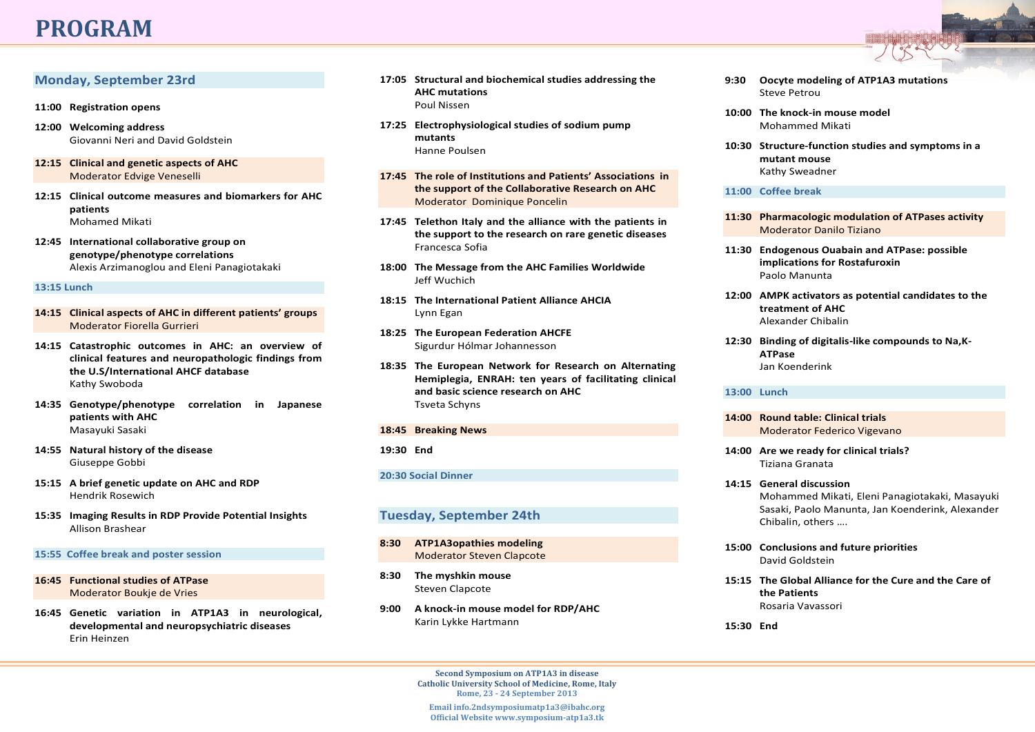# PROGRAM

## Monday, September 23rd

**11:00 Registration opens**

**12:00 Welcoming address**
Giovanni Neri and David Goldstein

**12:15 Clinical and genetic aspects of AHC**
Moderator Edvige Veneselli

**12:15 Clinical outcome measures and biomarkers for AHC patients**
Mohamed Mikati

**12:45 International collaborative group on genotype/phenotype correlations**
Alexis Arzimanoglou and Eleni Panagiotakaki

**13:15 Lunch**

**14:15 Clinical aspects of AHC in different patients' groups**
Moderator Fiorella Gurrieri

**14:15 Catastrophic outcomes in AHC: an overview of clinical features and neuropathologic findings from the U.S/International AHCF database**
Kathy Swoboda

**14:35 Genotype/phenotype correlation in Japanese patients with AHC**
Masayuki Sasaki

**14:55 Natural history of the disease**
Giuseppe Gobbi

**15:15 A brief genetic update on AHC and RDP**
Hendrik Rosewich

**15:35 Imaging Results in RDP Provide Potential Insights**
Allison Brashear

**15:55 Coffee break and poster session**

**16:45 Functional studies of ATPase**
Moderator Boukje de Vries

**16:45 Genetic variation in ATP1A3 in neurological, developmental and neuropsychiatric diseases**
Erin Heinzen

**17:05 Structural and biochemical studies addressing the AHC mutations**
Poul Nissen

**17:25 Electrophysiological studies of sodium pump mutants**
Hanne Poulsen

**17:45 The role of Institutions and Patients' Associations in the support of the Collaborative Research on AHC**
Moderator Dominique Poncelin

**17:45 Telethon Italy and the alliance with the patients in the support to the research on rare genetic diseases**
Francesca Sofia

**18:00 The Message from the AHC Families Worldwide**
Jeff Wuchich

**18:15 The International Patient Alliance AHCIA**
Lynn Egan

**18:25 The European Federation AHCFE**
Sigurdur Hólmar Johannesson

**18:35 The European Network for Research on Alternating Hemiplegia, ENRAH: ten years of facilitating clinical and basic science research on AHC**
Tsveta Schyns

**18:45 Breaking News**

**19:30 End**

**20:30 Social Dinner**

## Tuesday, September 24th

**8:30 ATP1A3opathies modeling**
Moderator Steven Clapcote

**8:30 The myshkin mouse**
Steven Clapcote

**9:00 A knock-in mouse model for RDP/AHC**
Karin Lykke Hartmann

**9:30 Oocyte modeling of ATP1A3 mutations**
Steve Petrou

**10:00 The knock-in mouse model**
Mohammed Mikati

**10:30 Structure-function studies and symptoms in a mutant mouse**
Kathy Sweadner

**11:00 Coffee break**

**11:30 Pharmacologic modulation of ATPases activity**
Moderator Danilo Tiziano

**11:30 Endogenous Ouabain and ATPase: possible implications for Rostafuroxin**
Paolo Manunta

**12:00 AMPK activators as potential candidates to the treatment of AHC**
Alexander Chibalin

**12:30 Binding of digitalis-like compounds to Na,K-ATPase**
Jan Koenderink

**13:00 Lunch**

**14:00 Round table: Clinical trials**
Moderator Federico Vigevano

**14:00 Are we ready for clinical trials?**
Tiziana Granata

**14:15 General discussion**
Mohammed Mikati, Eleni Panagiotakaki, Masayuki Sasaki, Paolo Manunta, Jan Koenderink, Alexander Chibalin, others ….

**15:00 Conclusions and future priorities**
David Goldstein

**15:15 The Global Alliance for the Cure and the Care of the Patients**
Rosaria Vavassori

**15:30 End**

Second Symposium on ATP1A3 in disease
Catholic University School of Medicine, Rome, Italy
Rome, 23 - 24 September 2013

Email info.2ndsymposiumatp1a3@ibahc.org
Official Website www.symposium-atp1a3.tk